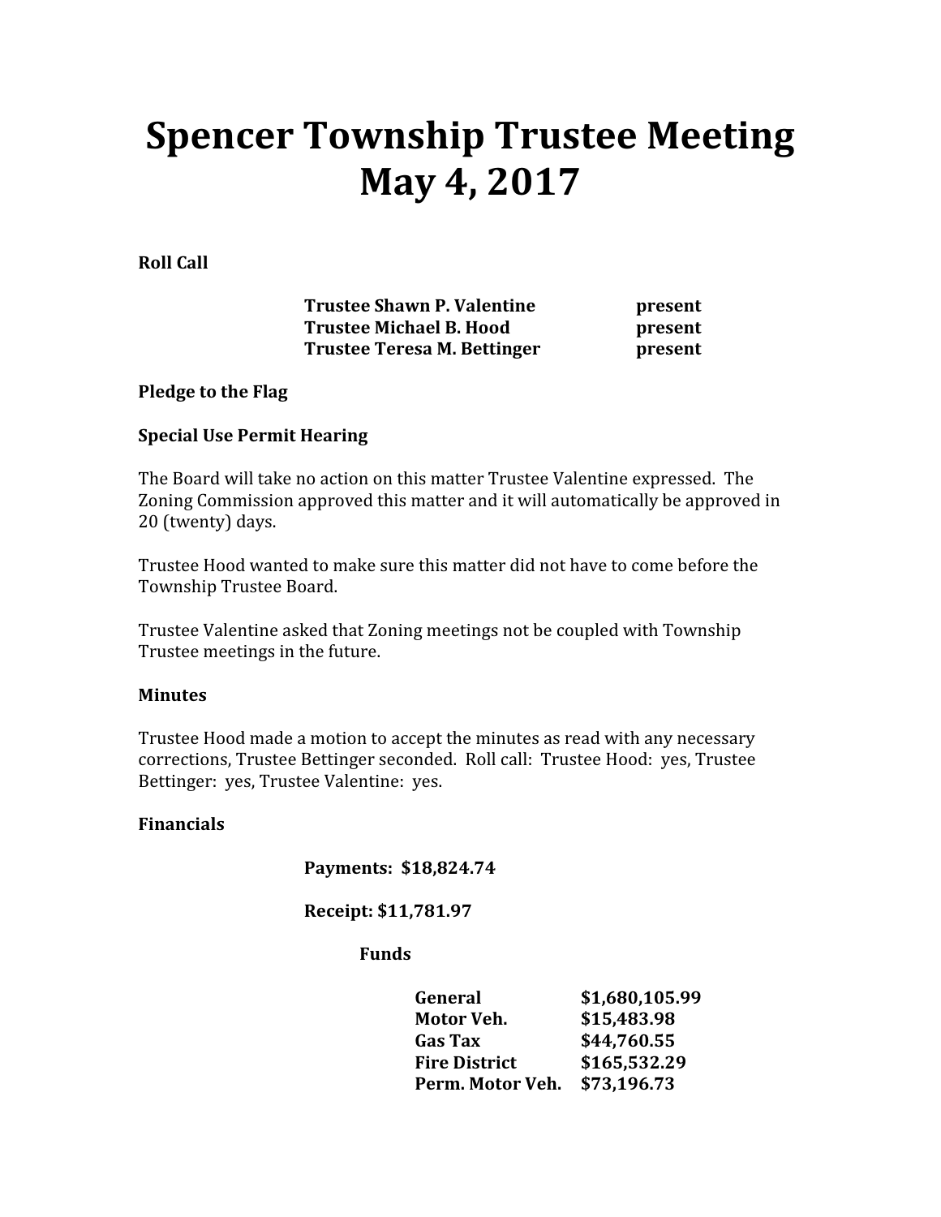# Spencer Township Trustee Meeting
# May 4, 2017

**Roll Call**

| | |
|---|---|
| **Trustee Shawn P. Valentine** | **present** |
| **Trustee Michael B. Hood** | **present** |
| **Trustee Teresa M. Bettinger** | **present** |

**Pledge to the Flag**

**Special Use Permit Hearing**

The Board will take no action on this matter Trustee Valentine expressed. The Zoning Commission approved this matter and it will automatically be approved in 20 (twenty) days.

Trustee Hood wanted to make sure this matter did not have to come before the Township Trustee Board.

Trustee Valentine asked that Zoning meetings not be coupled with Township Trustee meetings in the future.

**Minutes**

Trustee Hood made a motion to accept the minutes as read with any necessary corrections, Trustee Bettinger seconded. Roll call: Trustee Hood: yes, Trustee Bettinger: yes, Trustee Valentine: yes.

**Financials**

**Payments: $18,824.74**

**Receipt: $11,781.97**

**Funds**

| | |
|---|---|
| **General** | **$1,680,105.99** |
| **Motor Veh.** | **$15,483.98** |
| **Gas Tax** | **$44,760.55** |
| **Fire District** | **$165,532.29** |
| **Perm. Motor Veh.** | **$73,196.73** |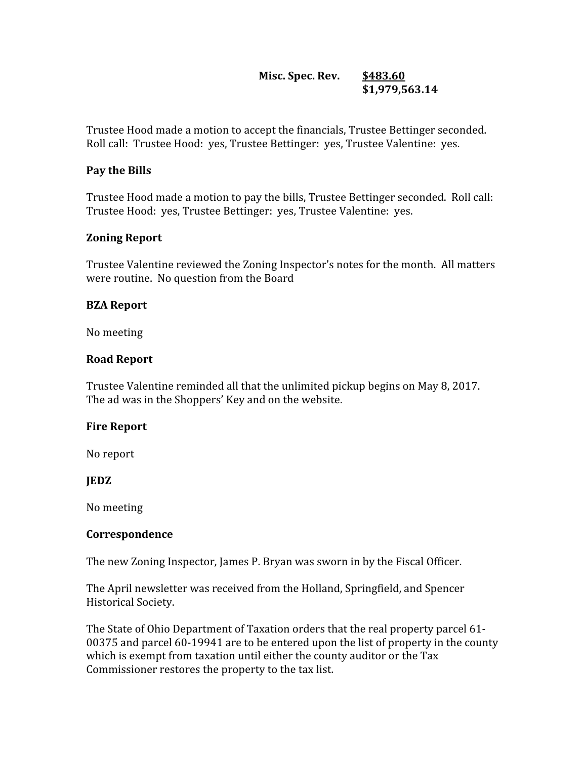| | |
|---|---|
| **Misc. Spec. Rev.** | **$483.60** |
| | **$1,979,563.14** |

Trustee Hood made a motion to accept the financials, Trustee Bettinger seconded. Roll call: Trustee Hood: yes, Trustee Bettinger: yes, Trustee Valentine: yes.

**Pay the Bills**

Trustee Hood made a motion to pay the bills, Trustee Bettinger seconded. Roll call: Trustee Hood: yes, Trustee Bettinger: yes, Trustee Valentine: yes.

**Zoning Report**

Trustee Valentine reviewed the Zoning Inspector's notes for the month. All matters were routine. No question from the Board

**BZA Report**

No meeting

**Road Report**

Trustee Valentine reminded all that the unlimited pickup begins on May 8, 2017. The ad was in the Shoppers' Key and on the website.

**Fire Report**

No report

**JEDZ**

No meeting

**Correspondence**

The new Zoning Inspector, James P. Bryan was sworn in by the Fiscal Officer.

The April newsletter was received from the Holland, Springfield, and Spencer Historical Society.

The State of Ohio Department of Taxation orders that the real property parcel 61-00375 and parcel 60-19941 are to be entered upon the list of property in the county which is exempt from taxation until either the county auditor or the Tax Commissioner restores the property to the tax list.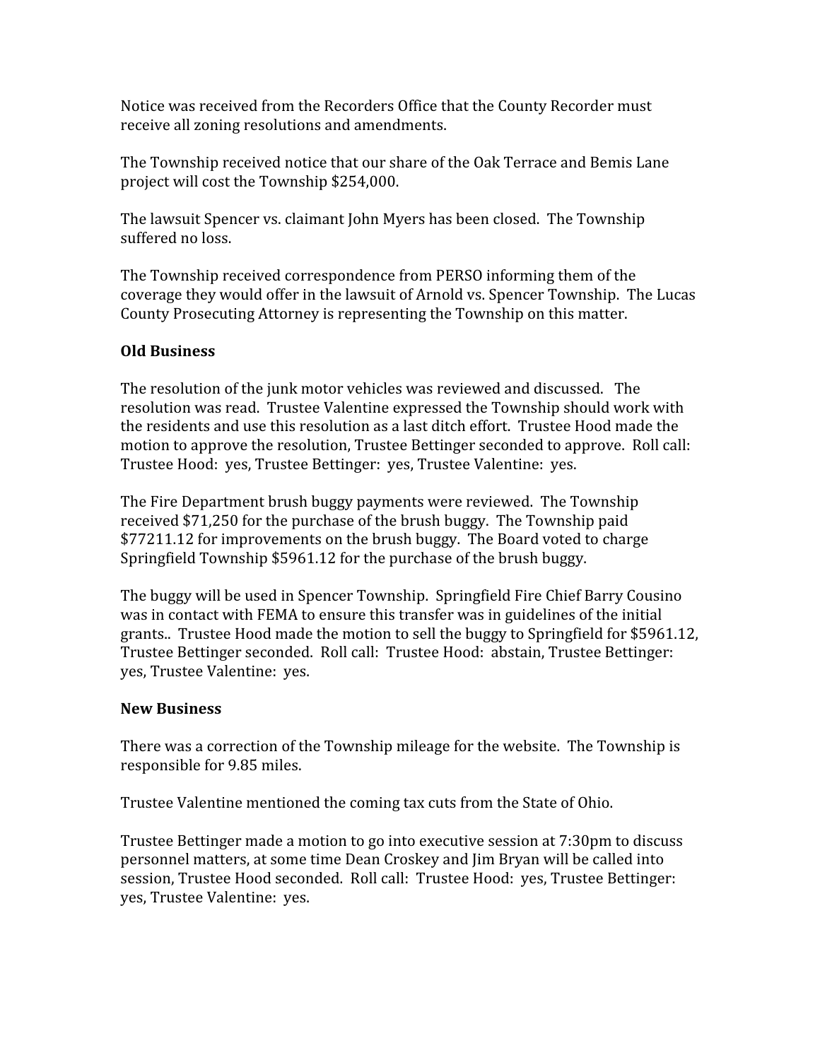Notice was received from the Recorders Office that the County Recorder must receive all zoning resolutions and amendments.

The Township received notice that our share of the Oak Terrace and Bemis Lane project will cost the Township $254,000.

The lawsuit Spencer vs. claimant John Myers has been closed. The Township suffered no loss.

The Township received correspondence from PERSO informing them of the coverage they would offer in the lawsuit of Arnold vs. Spencer Township. The Lucas County Prosecuting Attorney is representing the Township on this matter.

**Old Business**

The resolution of the junk motor vehicles was reviewed and discussed. The resolution was read. Trustee Valentine expressed the Township should work with the residents and use this resolution as a last ditch effort. Trustee Hood made the motion to approve the resolution, Trustee Bettinger seconded to approve. Roll call: Trustee Hood: yes, Trustee Bettinger: yes, Trustee Valentine: yes.

The Fire Department brush buggy payments were reviewed. The Township received $71,250 for the purchase of the brush buggy. The Township paid $77211.12 for improvements on the brush buggy. The Board voted to charge Springfield Township $5961.12 for the purchase of the brush buggy.

The buggy will be used in Spencer Township. Springfield Fire Chief Barry Cousino was in contact with FEMA to ensure this transfer was in guidelines of the initial grants.. Trustee Hood made the motion to sell the buggy to Springfield for $5961.12, Trustee Bettinger seconded. Roll call: Trustee Hood: abstain, Trustee Bettinger: yes, Trustee Valentine: yes.

**New Business**

There was a correction of the Township mileage for the website. The Township is responsible for 9.85 miles.

Trustee Valentine mentioned the coming tax cuts from the State of Ohio.

Trustee Bettinger made a motion to go into executive session at 7:30pm to discuss personnel matters, at some time Dean Croskey and Jim Bryan will be called into session, Trustee Hood seconded. Roll call: Trustee Hood: yes, Trustee Bettinger: yes, Trustee Valentine: yes.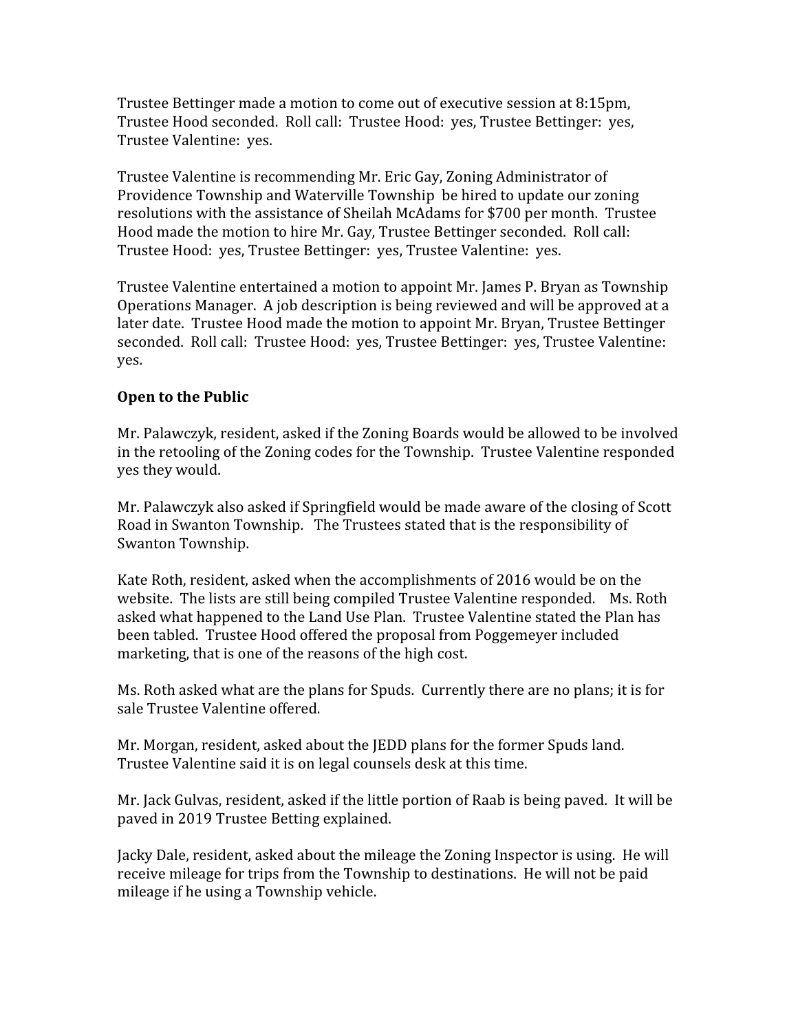Trustee Bettinger made a motion to come out of executive session at 8:15pm, Trustee Hood seconded. Roll call: Trustee Hood: yes, Trustee Bettinger: yes, Trustee Valentine: yes.

Trustee Valentine is recommending Mr. Eric Gay, Zoning Administrator of Providence Township and Waterville Township be hired to update our zoning resolutions with the assistance of Sheilah McAdams for $700 per month. Trustee Hood made the motion to hire Mr. Gay, Trustee Bettinger seconded. Roll call: Trustee Hood: yes, Trustee Bettinger: yes, Trustee Valentine: yes.

Trustee Valentine entertained a motion to appoint Mr. James P. Bryan as Township Operations Manager. A job description is being reviewed and will be approved at a later date. Trustee Hood made the motion to appoint Mr. Bryan, Trustee Bettinger seconded. Roll call: Trustee Hood: yes, Trustee Bettinger: yes, Trustee Valentine: yes.

**Open to the Public**

Mr. Palawczyk, resident, asked if the Zoning Boards would be allowed to be involved in the retooling of the Zoning codes for the Township. Trustee Valentine responded yes they would.

Mr. Palawczyk also asked if Springfield would be made aware of the closing of Scott Road in Swanton Township. The Trustees stated that is the responsibility of Swanton Township.

Kate Roth, resident, asked when the accomplishments of 2016 would be on the website. The lists are still being compiled Trustee Valentine responded. Ms. Roth asked what happened to the Land Use Plan. Trustee Valentine stated the Plan has been tabled. Trustee Hood offered the proposal from Poggemeyer included marketing, that is one of the reasons of the high cost.

Ms. Roth asked what are the plans for Spuds. Currently there are no plans; it is for sale Trustee Valentine offered.

Mr. Morgan, resident, asked about the JEDD plans for the former Spuds land. Trustee Valentine said it is on legal counsels desk at this time.

Mr. Jack Gulvas, resident, asked if the little portion of Raab is being paved. It will be paved in 2019 Trustee Betting explained.

Jacky Dale, resident, asked about the mileage the Zoning Inspector is using. He will receive mileage for trips from the Township to destinations. He will not be paid mileage if he using a Township vehicle.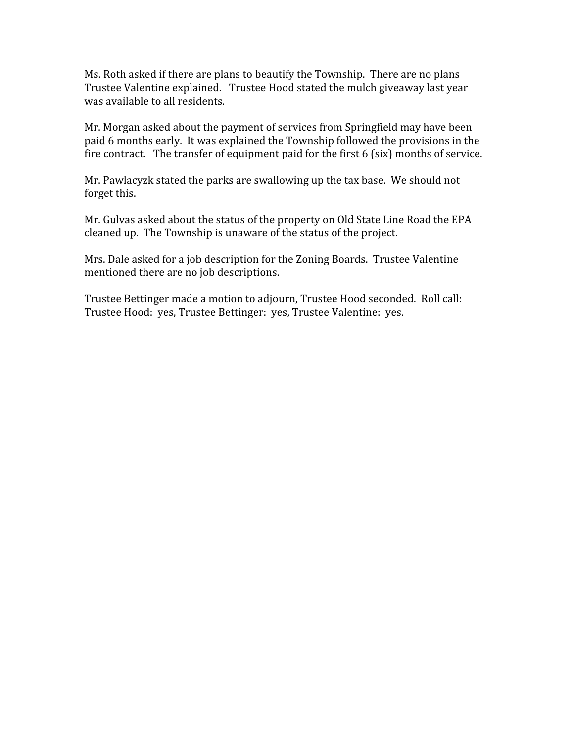Ms. Roth asked if there are plans to beautify the Township. There are no plans Trustee Valentine explained. Trustee Hood stated the mulch giveaway last year was available to all residents.

Mr. Morgan asked about the payment of services from Springfield may have been paid 6 months early. It was explained the Township followed the provisions in the fire contract. The transfer of equipment paid for the first 6 (six) months of service.

Mr. Pawlacyzk stated the parks are swallowing up the tax base. We should not forget this.

Mr. Gulvas asked about the status of the property on Old State Line Road the EPA cleaned up. The Township is unaware of the status of the project.

Mrs. Dale asked for a job description for the Zoning Boards. Trustee Valentine mentioned there are no job descriptions.

Trustee Bettinger made a motion to adjourn, Trustee Hood seconded. Roll call: Trustee Hood: yes, Trustee Bettinger: yes, Trustee Valentine: yes.